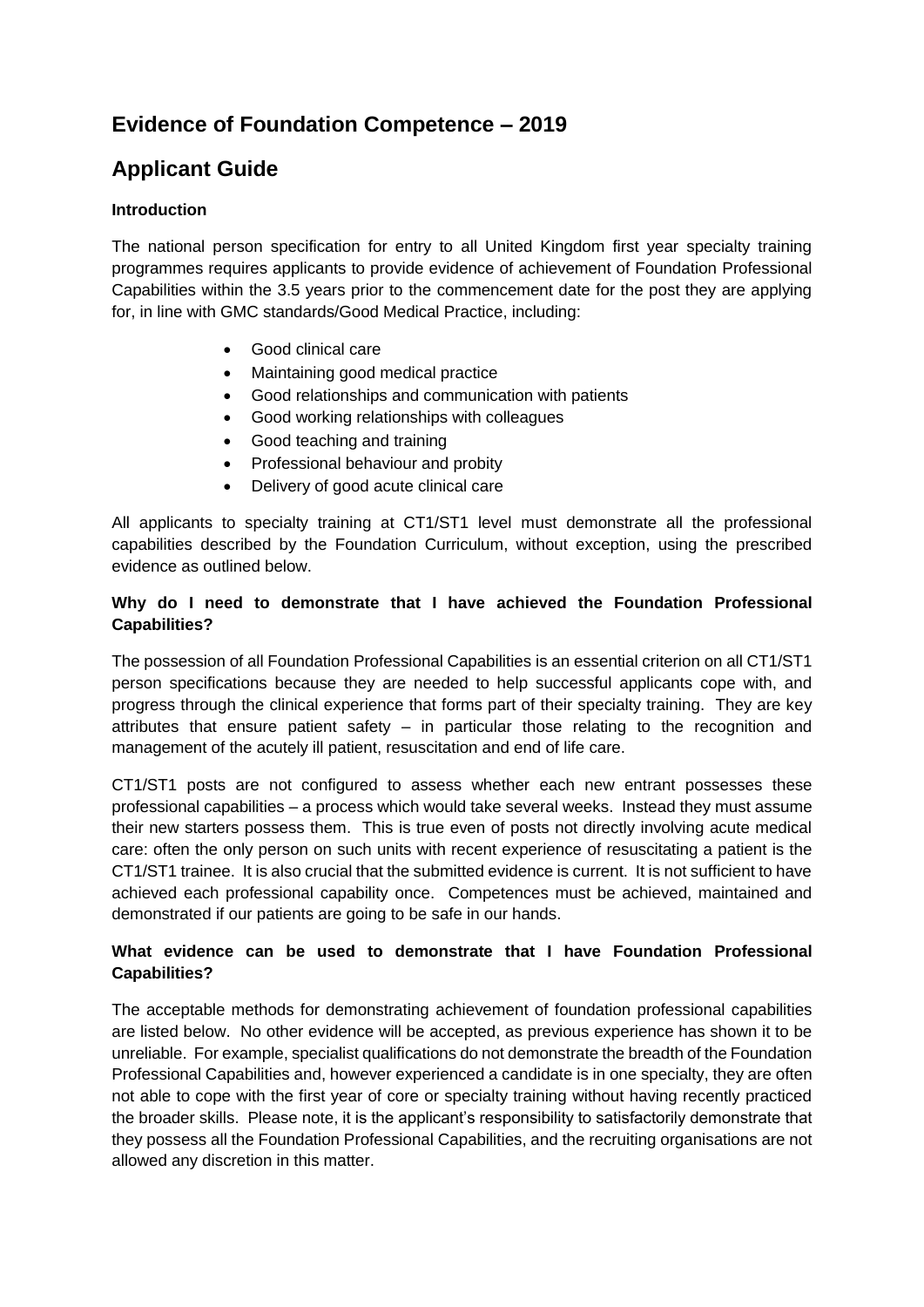# Evidence of Foundation Competence – 2019

# Applicant Guide

### Introduction

The national person specification for entry to all United Kingdom first year specialty training programmes requires applicants to provide evidence of achievement of Foundation Professional Capabilities within the 3.5 years prior to the commencement date for the post they are applying for, in line with GMC standards/Good Medical Practice, including:

- Good clinical care
- Maintaining good medical practice
- Good relationships and communication with patients
- Good working relationships with colleagues
- Good teaching and training
- Professional behaviour and probity
- Delivery of good acute clinical care

All applicants to specialty training at CT1/ST1 level must demonstrate all the professional capabilities described by the Foundation Curriculum, without exception, using the prescribed evidence as outlined below.

### Why do I need to demonstrate that I have achieved the Foundation Professional Capabilities?

The possession of all Foundation Professional Capabilities is an essential criterion on all CT1/ST1 person specifications because they are needed to help successful applicants cope with, and progress through the clinical experience that forms part of their specialty training. They are key attributes that ensure patient safety – in particular those relating to the recognition and management of the acutely ill patient, resuscitation and end of life care.

CT1/ST1 posts are not configured to assess whether each new entrant possesses these professional capabilities – a process which would take several weeks. Instead they must assume their new starters possess them. This is true even of posts not directly involving acute medical care: often the only person on such units with recent experience of resuscitating a patient is the CT1/ST1 trainee. It is also crucial that the submitted evidence is current. It is not sufficient to have achieved each professional capability once. Competences must be achieved, maintained and demonstrated if our patients are going to be safe in our hands.

### What evidence can be used to demonstrate that I have Foundation Professional Capabilities?

The acceptable methods for demonstrating achievement of foundation professional capabilities are listed below. No other evidence will be accepted, as previous experience has shown it to be unreliable. For example, specialist qualifications do not demonstrate the breadth of the Foundation Professional Capabilities and, however experienced a candidate is in one specialty, they are often not able to cope with the first year of core or specialty training without having recently practiced the broader skills. Please note, it is the applicant's responsibility to satisfactorily demonstrate that they possess all the Foundation Professional Capabilities, and the recruiting organisations are not allowed any discretion in this matter.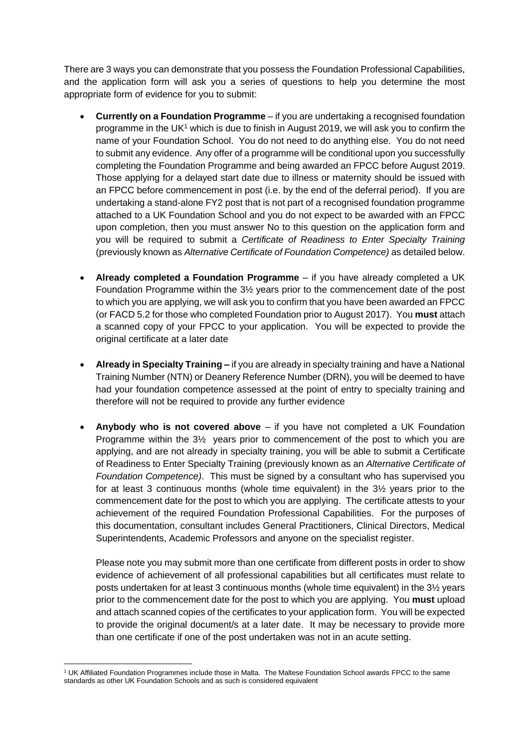There are 3 ways you can demonstrate that you possess the Foundation Professional Capabilities, and the application form will ask you a series of questions to help you determine the most appropriate form of evidence for you to submit:

- **Currently on a Foundation Programme** – if you are undertaking a recognised foundation programme in the UK[1] which is due to finish in August 2019, we will ask you to confirm the name of your Foundation School. You do not need to do anything else. You do not need to submit any evidence. Any offer of a programme will be conditional upon you successfully completing the Foundation Programme and being awarded an FPCC before August 2019. Those applying for a delayed start date due to illness or maternity should be issued with an FPCC before commencement in post (i.e. by the end of the deferral period). If you are undertaking a stand-alone FY2 post that is not part of a recognised foundation programme attached to a UK Foundation School and you do not expect to be awarded with an FPCC upon completion, then you must answer No to this question on the application form and you will be required to submit a *Certificate of Readiness to Enter Specialty Training* (previously known as *Alternative Certificate of Foundation Competence)* as detailed below.

- **Already completed a Foundation Programme** – if you have already completed a UK Foundation Programme within the 3½ years prior to the commencement date of the post to which you are applying, we will ask you to confirm that you have been awarded an FPCC (or FACD 5.2 for those who completed Foundation prior to August 2017). You **must** attach a scanned copy of your FPCC to your application. You will be expected to provide the original certificate at a later date

- **Already in Specialty Training –** if you are already in specialty training and have a National Training Number (NTN) or Deanery Reference Number (DRN), you will be deemed to have had your foundation competence assessed at the point of entry to specialty training and therefore will not be required to provide any further evidence

- **Anybody who is not covered above** – if you have not completed a UK Foundation Programme within the 3½ years prior to commencement of the post to which you are applying, and are not already in specialty training, you will be able to submit a Certificate of Readiness to Enter Specialty Training (previously known as an *Alternative Certificate of Foundation Competence)*. This must be signed by a consultant who has supervised you for at least 3 continuous months (whole time equivalent) in the 3½ years prior to the commencement date for the post to which you are applying. The certificate attests to your achievement of the required Foundation Professional Capabilities. For the purposes of this documentation, consultant includes General Practitioners, Clinical Directors, Medical Superintendents, Academic Professors and anyone on the specialist register.

  Please note you may submit more than one certificate from different posts in order to show evidence of achievement of all professional capabilities but all certificates must relate to posts undertaken for at least 3 continuous months (whole time equivalent) in the 3½ years prior to the commencement date for the post to which you are applying. You **must** upload and attach scanned copies of the certificates to your application form. You will be expected to provide the original document/s at a later date. It may be necessary to provide more than one certificate if one of the post undertaken was not in an acute setting.

---

[1] UK Affiliated Foundation Programmes include those in Malta. The Maltese Foundation School awards FPCC to the same standards as other UK Foundation Schools and as such is considered equivalent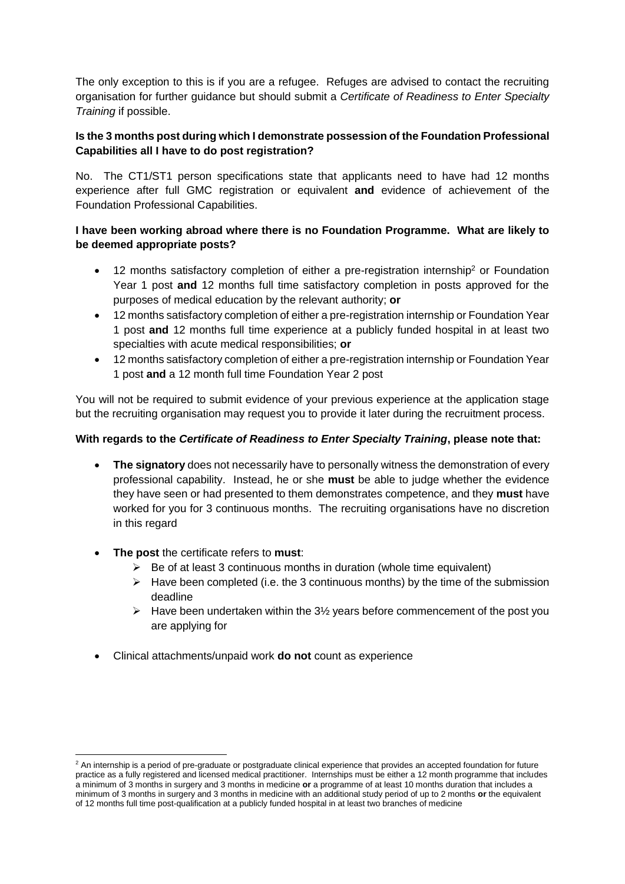The only exception to this is if you are a refugee. Refuges are advised to contact the recruiting organisation for further guidance but should submit a *Certificate of Readiness to Enter Specialty Training* if possible.

**Is the 3 months post during which I demonstrate possession of the Foundation Professional Capabilities all I have to do post registration?**

No. The CT1/ST1 person specifications state that applicants need to have had 12 months experience after full GMC registration or equivalent **and** evidence of achievement of the Foundation Professional Capabilities.

**I have been working abroad where there is no Foundation Programme. What are likely to be deemed appropriate posts?**

- 12 months satisfactory completion of either a pre-registration internship[2] or Foundation Year 1 post **and** 12 months full time satisfactory completion in posts approved for the purposes of medical education by the relevant authority; **or**
- 12 months satisfactory completion of either a pre-registration internship or Foundation Year 1 post **and** 12 months full time experience at a publicly funded hospital in at least two specialties with acute medical responsibilities; **or**
- 12 months satisfactory completion of either a pre-registration internship or Foundation Year 1 post **and** a 12 month full time Foundation Year 2 post

You will not be required to submit evidence of your previous experience at the application stage but the recruiting organisation may request you to provide it later during the recruitment process.

**With regards to the *Certificate of Readiness to Enter Specialty Training*, please note that:**

- **The signatory** does not necessarily have to personally witness the demonstration of every professional capability. Instead, he or she **must** be able to judge whether the evidence they have seen or had presented to them demonstrates competence, and they **must** have worked for you for 3 continuous months. The recruiting organisations have no discretion in this regard

- **The post** the certificate refers to **must**:
  - Be of at least 3 continuous months in duration (whole time equivalent)
  - Have been completed (i.e. the 3 continuous months) by the time of the submission deadline
  - Have been undertaken within the 3½ years before commencement of the post you are applying for

- Clinical attachments/unpaid work **do not** count as experience

[2] An internship is a period of pre-graduate or postgraduate clinical experience that provides an accepted foundation for future practice as a fully registered and licensed medical practitioner. Internships must be either a 12 month programme that includes a minimum of 3 months in surgery and 3 months in medicine **or** a programme of at least 10 months duration that includes a minimum of 3 months in surgery and 3 months in medicine with an additional study period of up to 2 months **or** the equivalent of 12 months full time post-qualification at a publicly funded hospital in at least two branches of medicine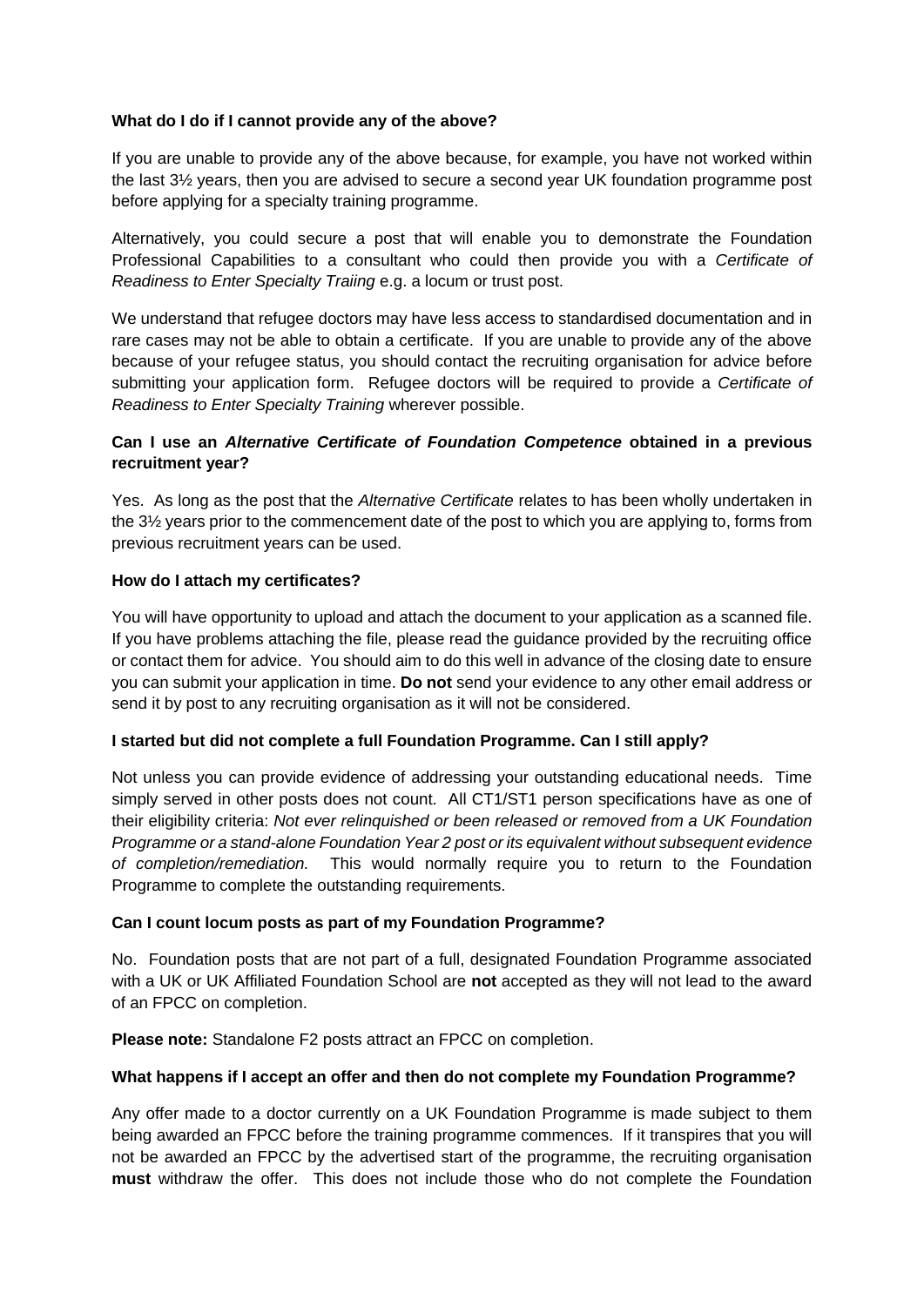**What do I do if I cannot provide any of the above?**

If you are unable to provide any of the above because, for example, you have not worked within the last 3½ years, then you are advised to secure a second year UK foundation programme post before applying for a specialty training programme.

Alternatively, you could secure a post that will enable you to demonstrate the Foundation Professional Capabilities to a consultant who could then provide you with a *Certificate of Readiness to Enter Specialty Traiing* e.g. a locum or trust post.

We understand that refugee doctors may have less access to standardised documentation and in rare cases may not be able to obtain a certificate. If you are unable to provide any of the above because of your refugee status, you should contact the recruiting organisation for advice before submitting your application form. Refugee doctors will be required to provide a *Certificate of Readiness to Enter Specialty Training* wherever possible.

**Can I use an *Alternative Certificate of Foundation Competence* obtained in a previous recruitment year?**

Yes. As long as the post that the *Alternative Certificate* relates to has been wholly undertaken in the 3½ years prior to the commencement date of the post to which you are applying to, forms from previous recruitment years can be used.

**How do I attach my certificates?**

You will have opportunity to upload and attach the document to your application as a scanned file. If you have problems attaching the file, please read the guidance provided by the recruiting office or contact them for advice. You should aim to do this well in advance of the closing date to ensure you can submit your application in time. **Do not** send your evidence to any other email address or send it by post to any recruiting organisation as it will not be considered.

**I started but did not complete a full Foundation Programme. Can I still apply?**

Not unless you can provide evidence of addressing your outstanding educational needs. Time simply served in other posts does not count. All CT1/ST1 person specifications have as one of their eligibility criteria: *Not ever relinquished or been released or removed from a UK Foundation Programme or a stand-alone Foundation Year 2 post or its equivalent without subsequent evidence of completion/remediation.* This would normally require you to return to the Foundation Programme to complete the outstanding requirements.

**Can I count locum posts as part of my Foundation Programme?**

No. Foundation posts that are not part of a full, designated Foundation Programme associated with a UK or UK Affiliated Foundation School are **not** accepted as they will not lead to the award of an FPCC on completion.

**Please note:** Standalone F2 posts attract an FPCC on completion.

**What happens if I accept an offer and then do not complete my Foundation Programme?**

Any offer made to a doctor currently on a UK Foundation Programme is made subject to them being awarded an FPCC before the training programme commences. If it transpires that you will not be awarded an FPCC by the advertised start of the programme, the recruiting organisation **must** withdraw the offer. This does not include those who do not complete the Foundation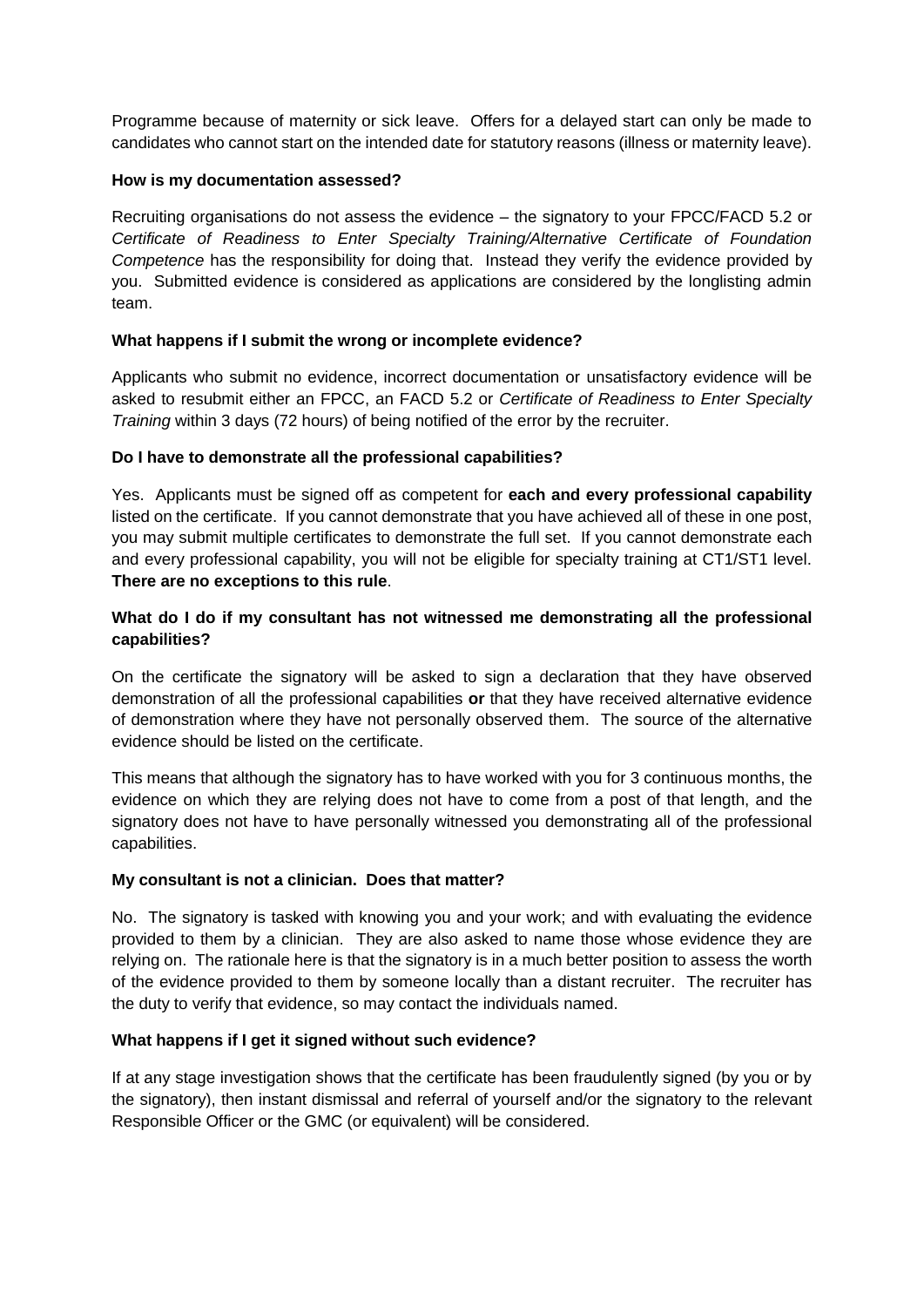Programme because of maternity or sick leave. Offers for a delayed start can only be made to candidates who cannot start on the intended date for statutory reasons (illness or maternity leave).

**How is my documentation assessed?**

Recruiting organisations do not assess the evidence – the signatory to your FPCC/FACD 5.2 or *Certificate of Readiness to Enter Specialty Training/Alternative Certificate of Foundation Competence* has the responsibility for doing that. Instead they verify the evidence provided by you. Submitted evidence is considered as applications are considered by the longlisting admin team.

**What happens if I submit the wrong or incomplete evidence?**

Applicants who submit no evidence, incorrect documentation or unsatisfactory evidence will be asked to resubmit either an FPCC, an FACD 5.2 or *Certificate of Readiness to Enter Specialty Training* within 3 days (72 hours) of being notified of the error by the recruiter.

**Do I have to demonstrate all the professional capabilities?**

Yes. Applicants must be signed off as competent for **each and every professional capability** listed on the certificate. If you cannot demonstrate that you have achieved all of these in one post, you may submit multiple certificates to demonstrate the full set. If you cannot demonstrate each and every professional capability, you will not be eligible for specialty training at CT1/ST1 level. **There are no exceptions to this rule**.

**What do I do if my consultant has not witnessed me demonstrating all the professional capabilities?**

On the certificate the signatory will be asked to sign a declaration that they have observed demonstration of all the professional capabilities **or** that they have received alternative evidence of demonstration where they have not personally observed them. The source of the alternative evidence should be listed on the certificate.

This means that although the signatory has to have worked with you for 3 continuous months, the evidence on which they are relying does not have to come from a post of that length, and the signatory does not have to have personally witnessed you demonstrating all of the professional capabilities.

**My consultant is not a clinician. Does that matter?**

No. The signatory is tasked with knowing you and your work; and with evaluating the evidence provided to them by a clinician. They are also asked to name those whose evidence they are relying on. The rationale here is that the signatory is in a much better position to assess the worth of the evidence provided to them by someone locally than a distant recruiter. The recruiter has the duty to verify that evidence, so may contact the individuals named.

**What happens if I get it signed without such evidence?**

If at any stage investigation shows that the certificate has been fraudulently signed (by you or by the signatory), then instant dismissal and referral of yourself and/or the signatory to the relevant Responsible Officer or the GMC (or equivalent) will be considered.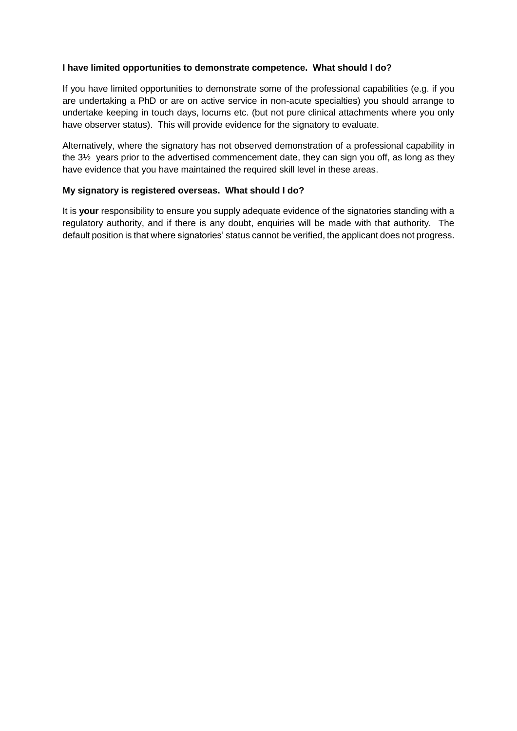**I have limited opportunities to demonstrate competence. What should I do?**

If you have limited opportunities to demonstrate some of the professional capabilities (e.g. if you are undertaking a PhD or are on active service in non-acute specialties) you should arrange to undertake keeping in touch days, locums etc. (but not pure clinical attachments where you only have observer status). This will provide evidence for the signatory to evaluate.

Alternatively, where the signatory has not observed demonstration of a professional capability in the 3½ years prior to the advertised commencement date, they can sign you off, as long as they have evidence that you have maintained the required skill level in these areas.

**My signatory is registered overseas. What should I do?**

It is **your** responsibility to ensure you supply adequate evidence of the signatories standing with a regulatory authority, and if there is any doubt, enquiries will be made with that authority. The default position is that where signatories' status cannot be verified, the applicant does not progress.